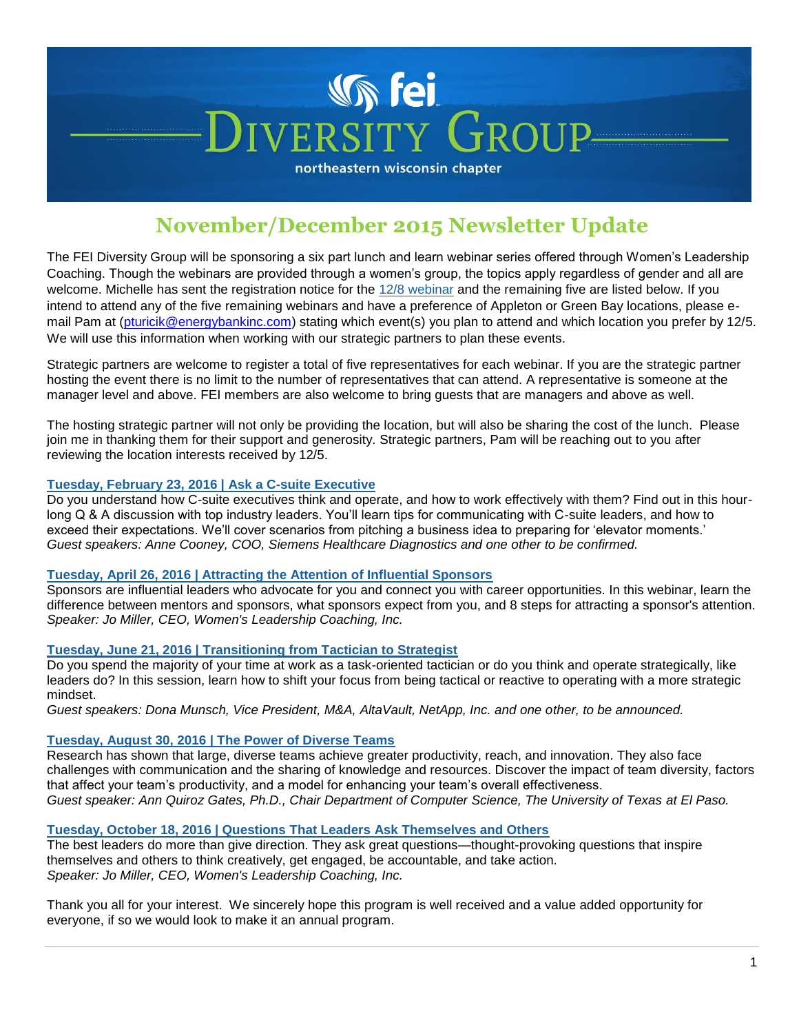# fei DIVERSITY GROUP

northeastern wisconsin chapter

## November/December 2015 Newsletter Update

The FEI Diversity Group will be sponsoring a six part lunch and learn webinar series offered through Women's Leadership Coaching. Though the webinars are provided through a women's group, the topics apply regardless of gender and all are welcome. Michelle has sent the registration notice for the 12/8 webinar and the remaining five are listed below. If you intend to attend any of the five remaining webinars and have a preference of Appleton or Green Bay locations, please e-mail Pam at (pturicik@energybankinc.com) stating which event(s) you plan to attend and which location you prefer by 12/5. We will use this information when working with our strategic partners to plan these events.

Strategic partners are welcome to register a total of five representatives for each webinar. If you are the strategic partner hosting the event there is no limit to the number of representatives that can attend. A representative is someone at the manager level and above. FEI members are also welcome to bring guests that are managers and above as well.

The hosting strategic partner will not only be providing the location, but will also be sharing the cost of the lunch. Please join me in thanking them for their support and generosity. Strategic partners, Pam will be reaching out to you after reviewing the location interests received by 12/5.

### Tuesday, February 23, 2016 | Ask a C-suite Executive

Do you understand how C-suite executives think and operate, and how to work effectively with them? Find out in this hour-long Q & A discussion with top industry leaders. You'll learn tips for communicating with C-suite leaders, and how to exceed their expectations. We'll cover scenarios from pitching a business idea to preparing for 'elevator moments.'
*Guest speakers: Anne Cooney, COO, Siemens Healthcare Diagnostics and one other to be confirmed.*

### Tuesday, April 26, 2016 | Attracting the Attention of Influential Sponsors

Sponsors are influential leaders who advocate for you and connect you with career opportunities. In this webinar, learn the difference between mentors and sponsors, what sponsors expect from you, and 8 steps for attracting a sponsor's attention.
*Speaker: Jo Miller, CEO, Women's Leadership Coaching, Inc.*

### Tuesday, June 21, 2016 | Transitioning from Tactician to Strategist

Do you spend the majority of your time at work as a task-oriented tactician or do you think and operate strategically, like leaders do? In this session, learn how to shift your focus from being tactical or reactive to operating with a more strategic mindset.
*Guest speakers: Dona Munsch, Vice President, M&A, AltaVault, NetApp, Inc. and one other, to be announced.*

### Tuesday, August 30, 2016 | The Power of Diverse Teams

Research has shown that large, diverse teams achieve greater productivity, reach, and innovation. They also face challenges with communication and the sharing of knowledge and resources. Discover the impact of team diversity, factors that affect your team's productivity, and a model for enhancing your team's overall effectiveness.
*Guest speaker: Ann Quiroz Gates, Ph.D., Chair Department of Computer Science, The University of Texas at El Paso.*

### Tuesday, October 18, 2016 | Questions That Leaders Ask Themselves and Others

The best leaders do more than give direction. They ask great questions—thought-provoking questions that inspire themselves and others to think creatively, get engaged, be accountable, and take action.
*Speaker: Jo Miller, CEO, Women's Leadership Coaching, Inc.*

Thank you all for your interest. We sincerely hope this program is well received and a value added opportunity for everyone, if so we would look to make it an annual program.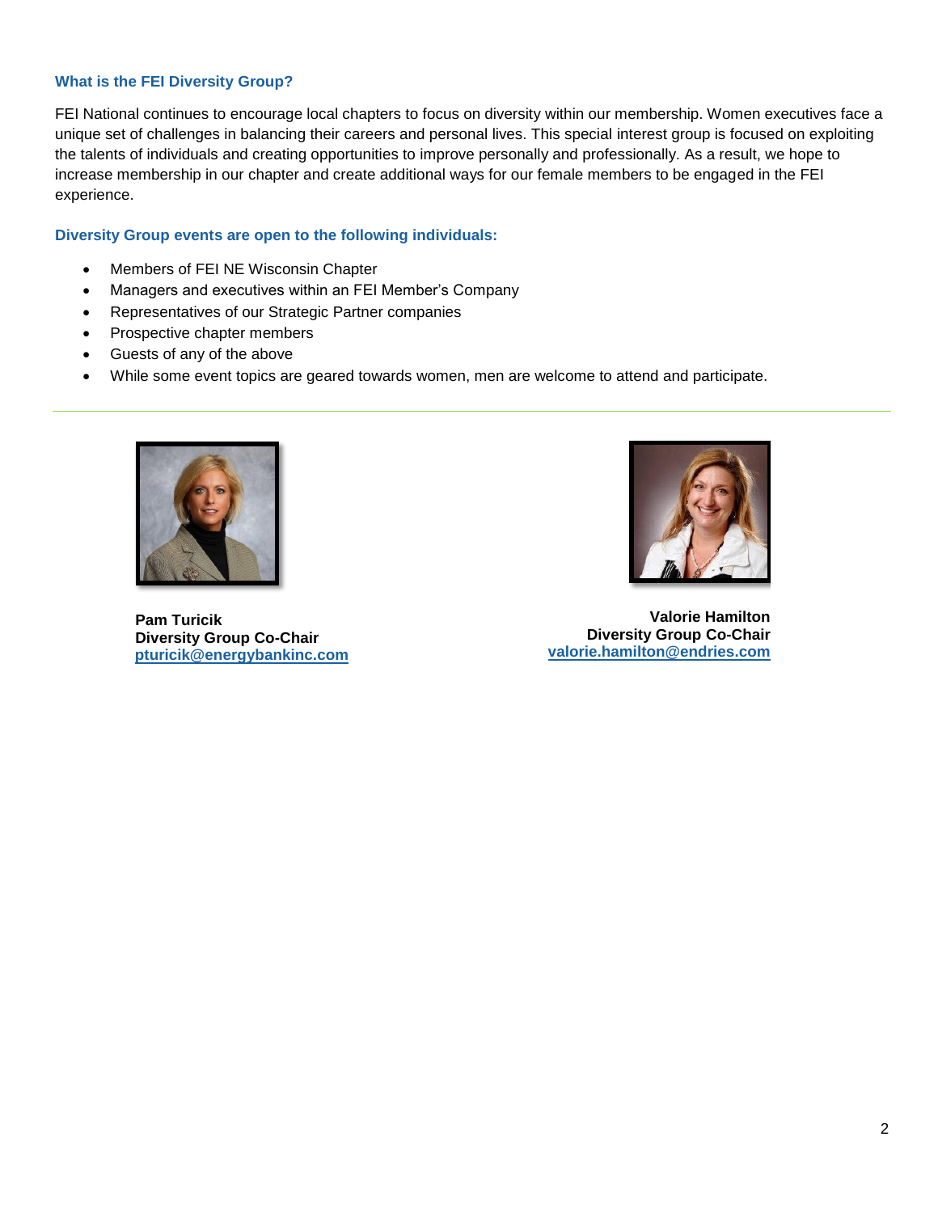### What is the FEI Diversity Group?

FEI National continues to encourage local chapters to focus on diversity within our membership. Women executives face a unique set of challenges in balancing their careers and personal lives. This special interest group is focused on exploiting the talents of individuals and creating opportunities to improve personally and professionally. As a result, we hope to increase membership in our chapter and create additional ways for our female members to be engaged in the FEI experience.

### Diversity Group events are open to the following individuals:

- Members of FEI NE Wisconsin Chapter
- Managers and executives within an FEI Member's Company
- Representatives of our Strategic Partner companies
- Prospective chapter members
- Guests of any of the above
- While some event topics are geared towards women, men are welcome to attend and participate.

---

**Pam Turicik**
**Diversity Group Co-Chair**
**pturicik@energybankinc.com**

**Valorie Hamilton**
**Diversity Group Co-Chair**
**valorie.hamilton@endries.com**